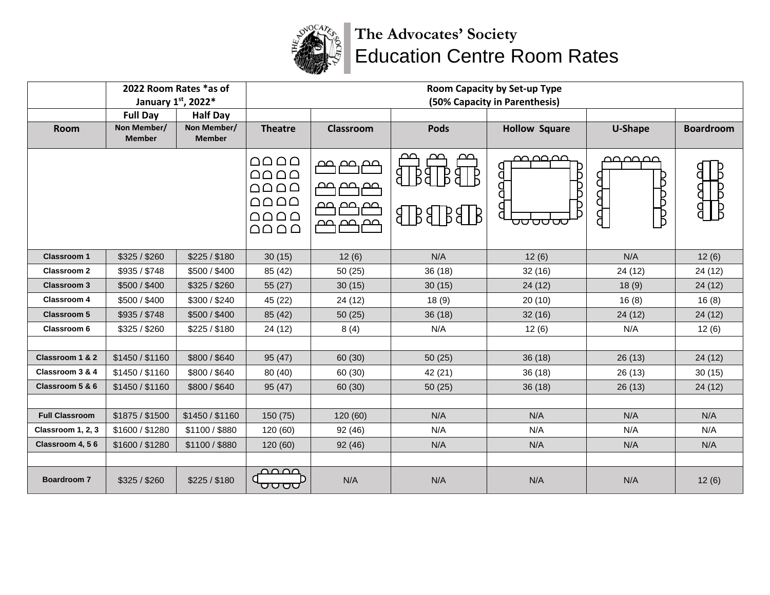# The Advocates' Society
## Education Centre Room Rates

| | 2022 Room Rates *as of January 1st, 2022* | | Room Capacity by Set-up Type (50% Capacity in Parenthesis) | | | | | |
|---|---|---|---|---|---|---|---|---|
| | Full Day | Half Day | | | | | | |
| Room | Non Member/ Member | Non Member/ Member | Theatre | Classroom | Pods | Hollow Square | U-Shape | Boardroom |
| Classroom 1 | $325 / $260 | $225 / $180 | 30 (15) | 12 (6) | N/A | 12 (6) | N/A | 12 (6) |
| Classroom 2 | $935 / $748 | $500 / $400 | 85 (42) | 50 (25) | 36 (18) | 32 (16) | 24 (12) | 24 (12) |
| Classroom 3 | $500 / $400 | $325 / $260 | 55 (27) | 30 (15) | 30 (15) | 24 (12) | 18 (9) | 24 (12) |
| Classroom 4 | $500 / $400 | $300 / $240 | 45 (22) | 24 (12) | 18 (9) | 20 (10) | 16 (8) | 16 (8) |
| Classroom 5 | $935 / $748 | $500 / $400 | 85 (42) | 50 (25) | 36 (18) | 32 (16) | 24 (12) | 24 (12) |
| Classroom 6 | $325 / $260 | $225 / $180 | 24 (12) | 8 (4) | N/A | 12 (6) | N/A | 12 (6) |
| | | | | | | | | |
| Classroom 1 & 2 | $1450 / $1160 | $800 / $640 | 95 (47) | 60 (30) | 50 (25) | 36 (18) | 26 (13) | 24 (12) |
| Classroom 3 & 4 | $1450 / $1160 | $800 / $640 | 80 (40) | 60 (30) | 42 (21) | 36 (18) | 26 (13) | 30 (15) |
| Classroom 5 & 6 | $1450 / $1160 | $800 / $640 | 95 (47) | 60 (30) | 50 (25) | 36 (18) | 26 (13) | 24 (12) |
| | | | | | | | | |
| Full Classroom | $1875 / $1500 | $1450 / $1160 | 150 (75) | 120 (60) | N/A | N/A | N/A | N/A |
| Classroom 1, 2, 3 | $1600 / $1280 | $1100 / $880 | 120 (60) | 92 (46) | N/A | N/A | N/A | N/A |
| Classroom 4, 5 6 | $1600 / $1280 | $1100 / $880 | 120 (60) | 92 (46) | N/A | N/A | N/A | N/A |
| | | | | | | | | |
| Boardroom 7 | $325 / $260 | $225 / $180 | | N/A | N/A | N/A | N/A | 12 (6) |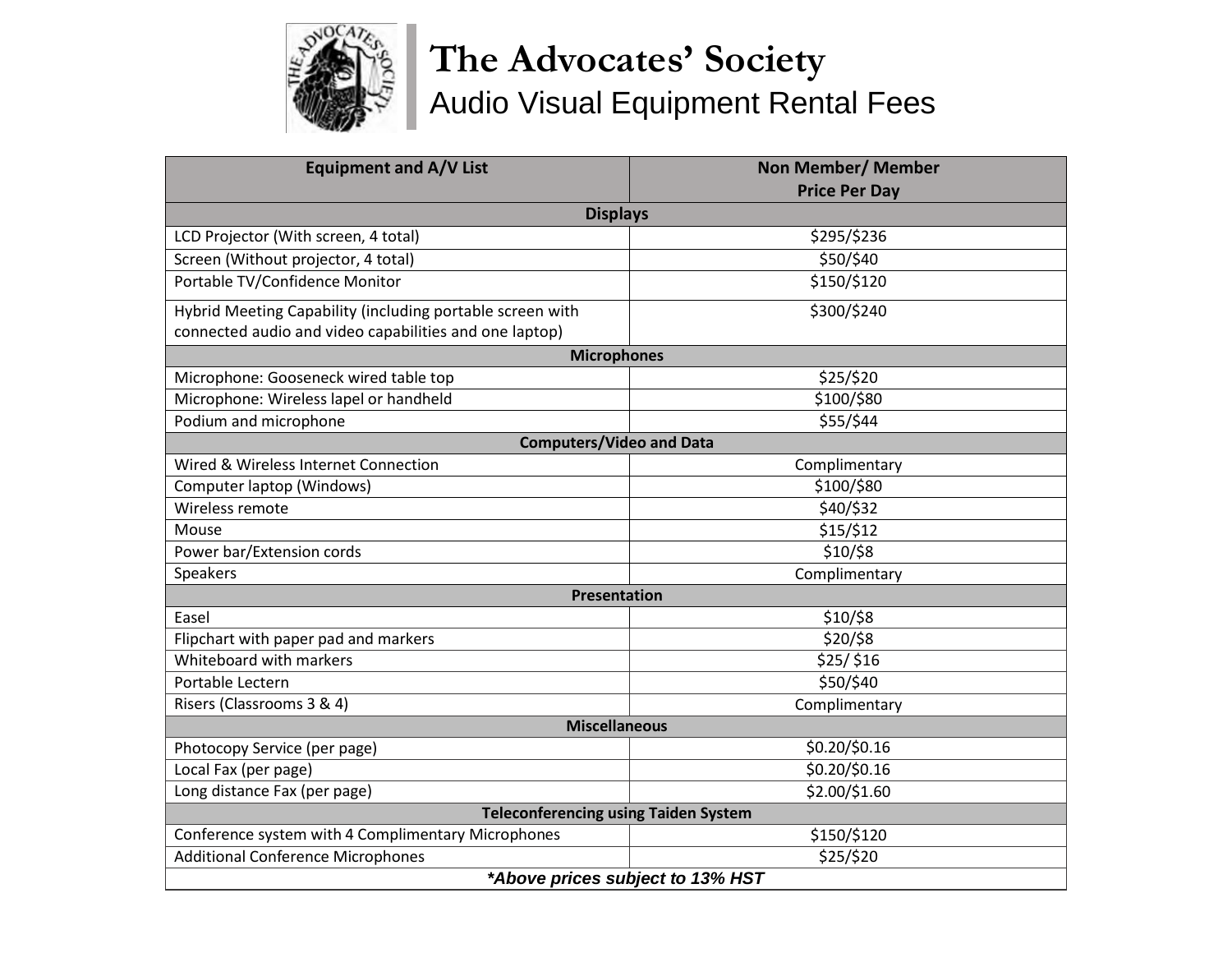# The Advocates' Society

## Audio Visual Equipment Rental Fees

| Equipment and A/V List | Non Member/ Member Price Per Day |
|---|---|
| **Displays** | |
| LCD Projector (With screen, 4 total) | $295/$236 |
| Screen (Without projector, 4 total) | $50/$40 |
| Portable TV/Confidence Monitor | $150/$120 |
| Hybrid Meeting Capability (including portable screen with connected audio and video capabilities and one laptop) | $300/$240 |
| **Microphones** | |
| Microphone: Gooseneck wired table top | $25/$20 |
| Microphone: Wireless lapel or handheld | $100/$80 |
| Podium and microphone | $55/$44 |
| **Computers/Video and Data** | |
| Wired & Wireless Internet Connection | Complimentary |
| Computer laptop (Windows) | $100/$80 |
| Wireless remote | $40/$32 |
| Mouse | $15/$12 |
| Power bar/Extension cords | $10/$8 |
| Speakers | Complimentary |
| **Presentation** | |
| Easel | $10/$8 |
| Flipchart with paper pad and markers | $20/$8 |
| Whiteboard with markers | $25/ $16 |
| Portable Lectern | $50/$40 |
| Risers (Classrooms 3 & 4) | Complimentary |
| **Miscellaneous** | |
| Photocopy Service (per page) | $0.20/$0.16 |
| Local Fax (per page) | $0.20/$0.16 |
| Long distance Fax (per page) | $2.00/$1.60 |
| **Teleconferencing using Taiden System** | |
| Conference system with 4 Complimentary Microphones | $150/$120 |
| Additional Conference Microphones | $25/$20 |
| ***Above prices subject to 13% HST** | |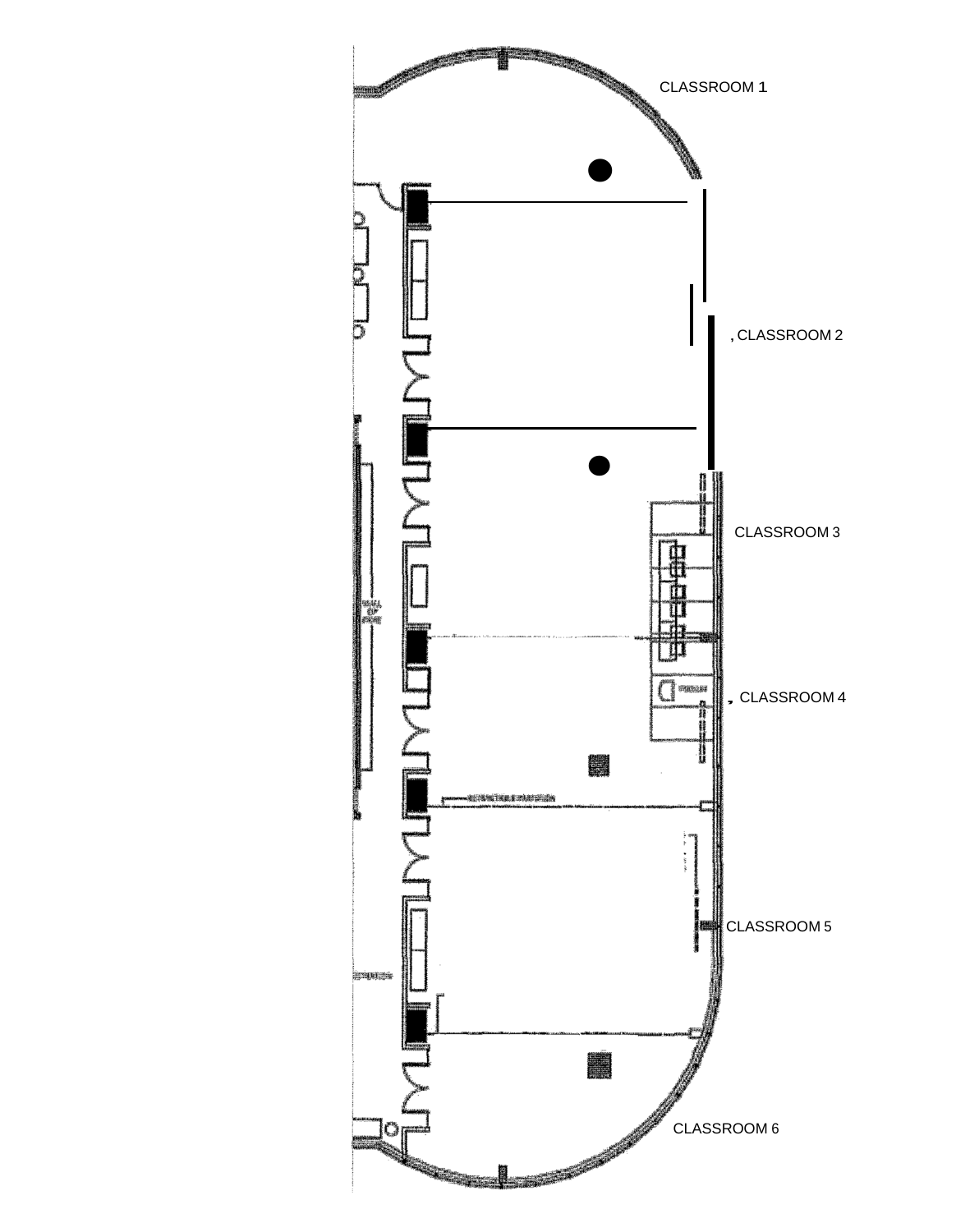CLASSROOM 1

, CLASSROOM 2

CLASSROOM 3

, CLASSROOM 4

CLASSROOM 5

CLASSROOM 6